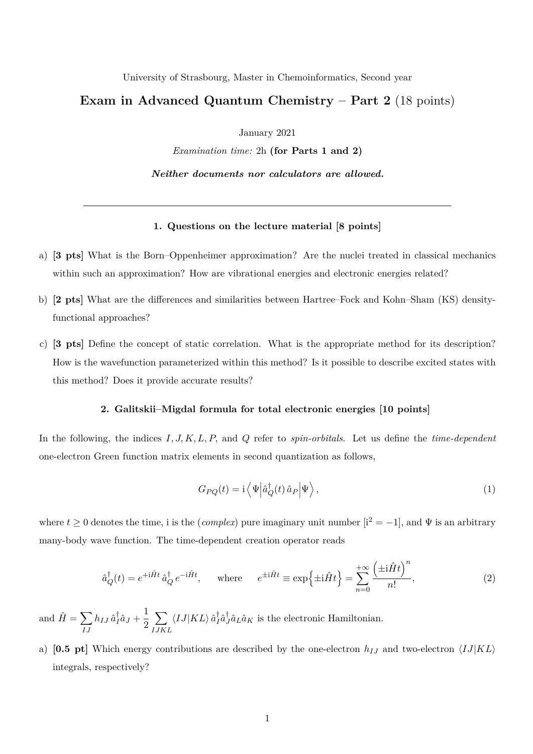University of Strasbourg, Master in Chemoinformatics, Second year

# Exam in Advanced Quantum Chemistry – Part 2 (18 points)

January 2021

*Examination time:* 2h **(for Parts 1 and 2)**

***Neither documents nor calculators are allowed.***

---

### 1. Questions on the lecture material [8 points]

a) **[3 pts]** What is the Born–Oppenheimer approximation? Are the nuclei treated in classical mechanics within such an approximation? How are vibrational energies and electronic energies related?

b) **[2 pts]** What are the differences and similarities between Hartree–Fock and Kohn–Sham (KS) density-functional approaches?

c) **[3 pts]** Define the concept of static correlation. What is the appropriate method for its description? How is the wavefunction parameterized within this method? Is it possible to describe excited states with this method? Does it provide accurate results?

### 2. Galitskii–Migdal formula for total electronic energies [10 points]

In the following, the indices $I, J, K, L, P$, and $Q$ refer to *spin-orbitals*. Let us define the *time-dependent* one-electron Green function matrix elements in second quantization as follows,

$$G_{PQ}(t) = \mathrm{i}\left\langle \Psi \middle| \hat{a}_Q^{\dagger}(t)\, \hat{a}_P \middle| \Psi \right\rangle, \tag{1}$$

where $t \geq 0$ denotes the time, i is the (*complex*) pure imaginary unit number [$\mathrm{i}^2 = -1$], and $\Psi$ is an arbitrary many-body wave function. The time-dependent creation operator reads

$$\hat{a}_Q^{\dagger}(t) = e^{+\mathrm{i}\hat{H}t}\, \hat{a}_Q^{\dagger}\, e^{-\mathrm{i}\hat{H}t}, \qquad \text{where} \qquad e^{\pm \mathrm{i}\hat{H}t} \equiv \exp\left\{\pm \mathrm{i}\hat{H}t\right\} = \sum_{n=0}^{+\infty} \frac{\left(\pm \mathrm{i}\hat{H}t\right)^n}{n!}, \tag{2}$$

and $\hat{H} = \sum_{IJ} h_{IJ}\, \hat{a}_I^{\dagger}\hat{a}_J + \frac{1}{2} \sum_{IJKL} \langle IJ|KL\rangle\, \hat{a}_I^{\dagger}\hat{a}_J^{\dagger}\hat{a}_L\hat{a}_K$ is the electronic Hamiltonian.

a) **[0.5 pt]** Which energy contributions are described by the one-electron $h_{IJ}$ and two-electron $\langle IJ|KL\rangle$ integrals, respectively?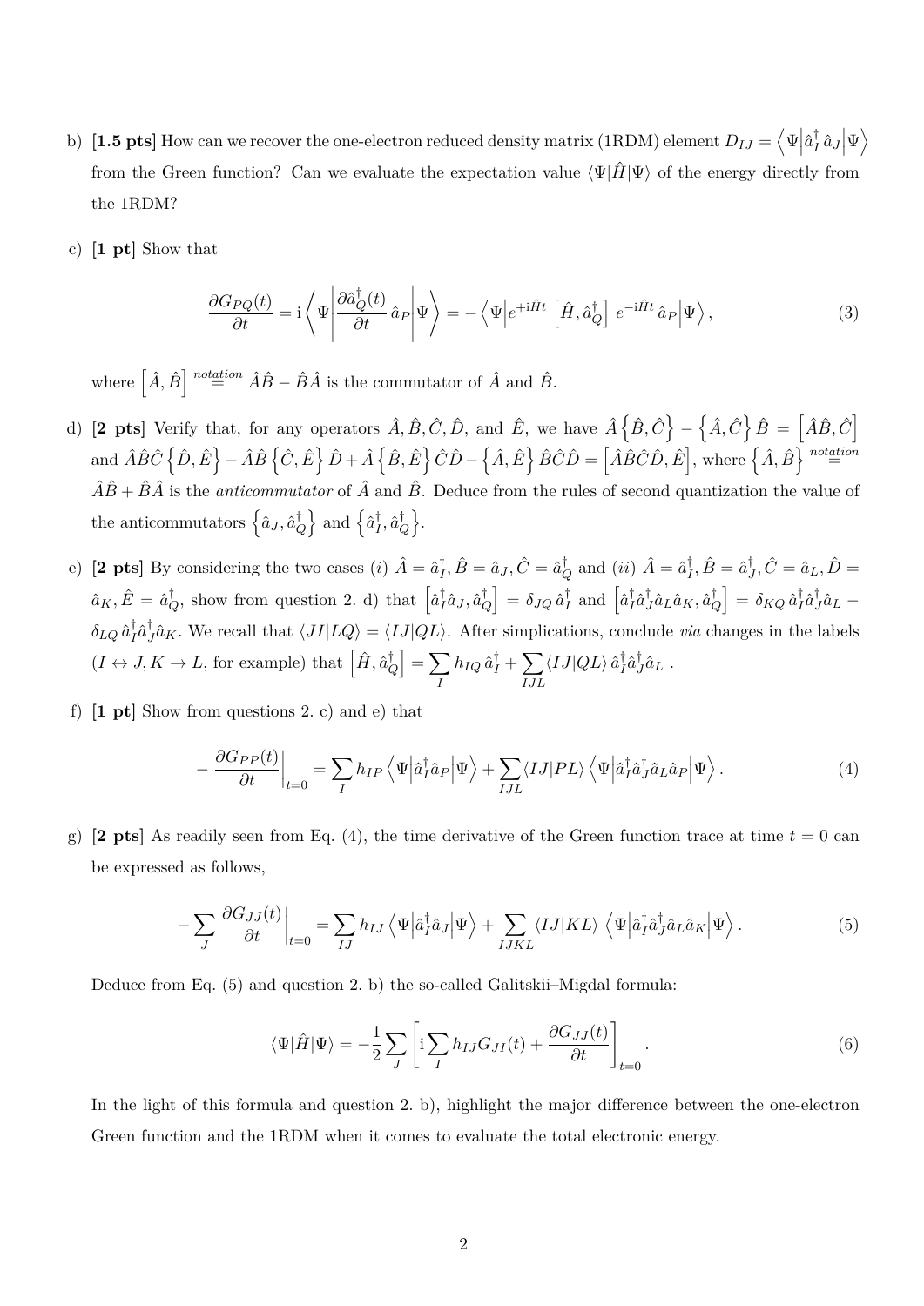b) **[1.5 pts]** How can we recover the one-electron reduced density matrix (1RDM) element $D_{IJ} = \left\langle \Psi \middle| \hat{a}_I^\dagger \, \hat{a}_J \middle| \Psi \right\rangle$ from the Green function? Can we evaluate the expectation value $\langle \Psi | \hat{H} | \Psi \rangle$ of the energy directly from the 1RDM?

c) **[1 pt]** Show that

$$\frac{\partial G_{PQ}(t)}{\partial t} = \mathrm{i} \left\langle \Psi \middle| \frac{\partial \hat{a}_Q^\dagger(t)}{\partial t} \, \hat{a}_P \middle| \Psi \right\rangle = - \left\langle \Psi \middle| e^{+\mathrm{i}\hat{H}t} \left[ \hat{H}, \hat{a}_Q^\dagger \right] e^{-\mathrm{i}\hat{H}t} \, \hat{a}_P \middle| \Psi \right\rangle, \tag{3}$$

where $\left[ \hat{A}, \hat{B} \right] \overset{notation}{=} \hat{A}\hat{B} - \hat{B}\hat{A}$ is the commutator of $\hat{A}$ and $\hat{B}$.

d) **[2 pts]** Verify that, for any operators $\hat{A}, \hat{B}, \hat{C}, \hat{D}$, and $\hat{E}$, we have $\hat{A}\left\{ \hat{B}, \hat{C} \right\} - \left\{ \hat{A}, \hat{C} \right\} \hat{B} = \left[ \hat{A}\hat{B}, \hat{C} \right]$ and $\hat{A}\hat{B}\hat{C}\left\{ \hat{D}, \hat{E} \right\} - \hat{A}\hat{B}\left\{ \hat{C}, \hat{E} \right\} \hat{D} + \hat{A}\left\{ \hat{B}, \hat{E} \right\} \hat{C}\hat{D} - \left\{ \hat{A}, \hat{E} \right\} \hat{B}\hat{C}\hat{D} = \left[ \hat{A}\hat{B}\hat{C}\hat{D}, \hat{E} \right]$, where $\left\{ \hat{A}, \hat{B} \right\} \overset{notation}{=} \hat{A}\hat{B} + \hat{B}\hat{A}$ is the *anticommutator* of $\hat{A}$ and $\hat{B}$. Deduce from the rules of second quantization the value of the anticommutators $\left\{ \hat{a}_J, \hat{a}_Q^\dagger \right\}$ and $\left\{ \hat{a}_I^\dagger, \hat{a}_Q^\dagger \right\}$.

e) **[2 pts]** By considering the two cases *(i)* $\hat{A} = \hat{a}_I^\dagger, \hat{B} = \hat{a}_J, \hat{C} = \hat{a}_Q^\dagger$ and *(ii)* $\hat{A} = \hat{a}_I^\dagger, \hat{B} = \hat{a}_J^\dagger, \hat{C} = \hat{a}_L, \hat{D} = \hat{a}_K, \hat{E} = \hat{a}_Q^\dagger$, show from question 2. d) that $\left[ \hat{a}_I^\dagger \hat{a}_J, \hat{a}_Q^\dagger \right] = \delta_{JQ} \, \hat{a}_I^\dagger$ and $\left[ \hat{a}_I^\dagger \hat{a}_J^\dagger \hat{a}_L \hat{a}_K, \hat{a}_Q^\dagger \right] = \delta_{KQ} \, \hat{a}_I^\dagger \hat{a}_J^\dagger \hat{a}_L - \delta_{LQ} \, \hat{a}_I^\dagger \hat{a}_J^\dagger \hat{a}_K$. We recall that $\langle JI | LQ \rangle = \langle IJ | QL \rangle$. After simplications, conclude *via* changes in the labels ($I \leftrightarrow J, K \rightarrow L$, for example) that $\left[ \hat{H}, \hat{a}_Q^\dagger \right] = \sum_I h_{IQ} \, \hat{a}_I^\dagger + \sum_{IJL} \langle IJ | QL \rangle \, \hat{a}_I^\dagger \hat{a}_J^\dagger \hat{a}_L$ .

f) **[1 pt]** Show from questions 2. c) and e) that

$$- \left. \frac{\partial G_{PP}(t)}{\partial t} \right|_{t=0} = \sum_I h_{IP} \left\langle \Psi \middle| \hat{a}_I^\dagger \hat{a}_P \middle| \Psi \right\rangle + \sum_{IJL} \langle IJ | PL \rangle \left\langle \Psi \middle| \hat{a}_I^\dagger \hat{a}_J^\dagger \hat{a}_L \hat{a}_P \middle| \Psi \right\rangle. \tag{4}$$

g) **[2 pts]** As readily seen from Eq. (4), the time derivative of the Green function trace at time $t = 0$ can be expressed as follows,

$$- \sum_J \left. \frac{\partial G_{JJ}(t)}{\partial t} \right|_{t=0} = \sum_{IJ} h_{IJ} \left\langle \Psi \middle| \hat{a}_I^\dagger \hat{a}_J \middle| \Psi \right\rangle + \sum_{IJKL} \langle IJ | KL \rangle \left\langle \Psi \middle| \hat{a}_I^\dagger \hat{a}_J^\dagger \hat{a}_L \hat{a}_K \middle| \Psi \right\rangle. \tag{5}$$

Deduce from Eq. (5) and question 2. b) the so-called Galitskii–Migdal formula:

$$\langle \Psi | \hat{H} | \Psi \rangle = -\frac{1}{2} \sum_J \left[ \mathrm{i} \sum_I h_{IJ} G_{JI}(t) + \frac{\partial G_{JJ}(t)}{\partial t} \right]_{t=0}. \tag{6}$$

In the light of this formula and question 2. b), highlight the major difference between the one-electron Green function and the 1RDM when it comes to evaluate the total electronic energy.